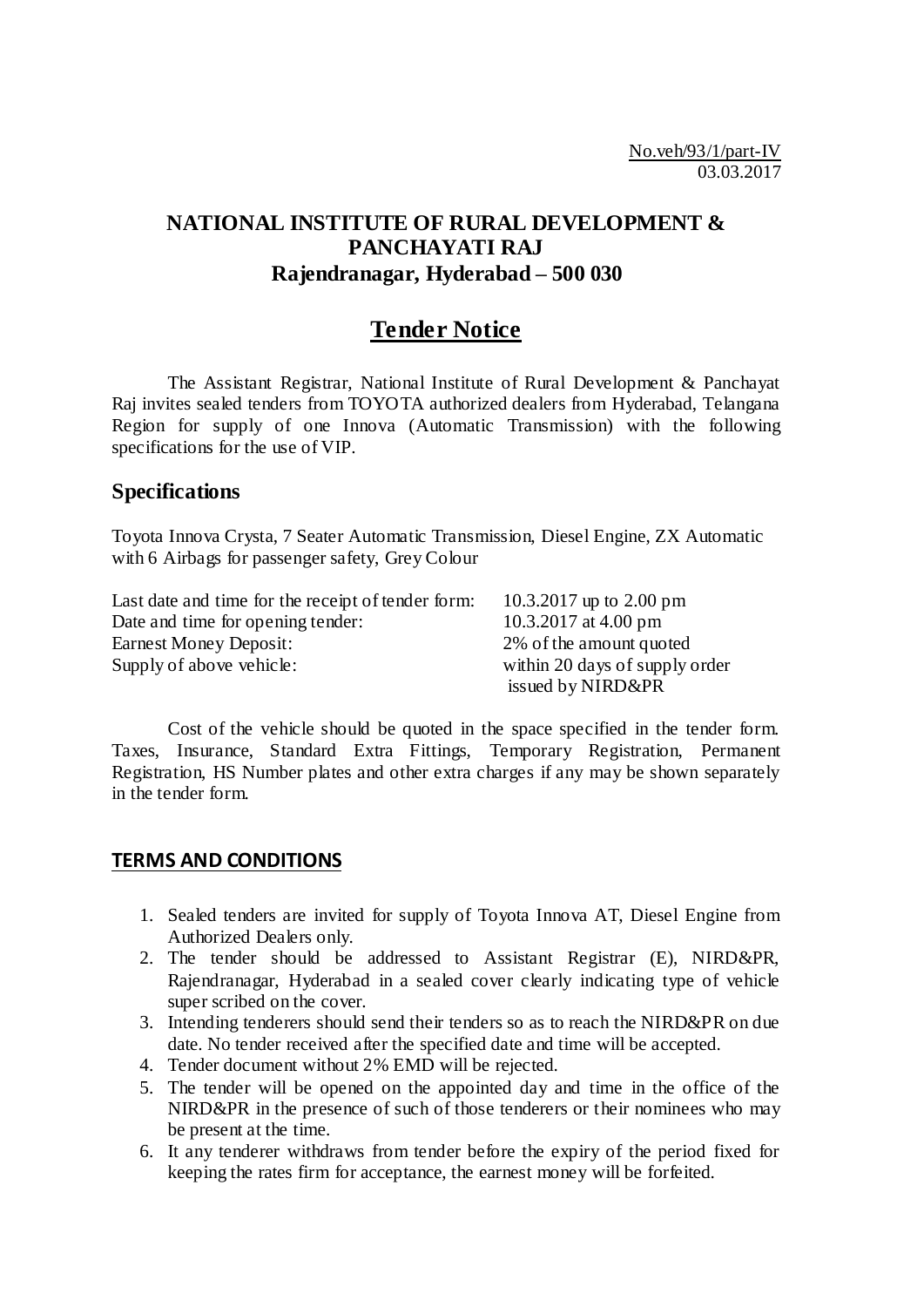No.veh/93/1/part-IV
03.03.2017

# NATIONAL INSTITUTE OF RURAL DEVELOPMENT & PANCHAYATI RAJ
## Rajendranagar, Hyderabad – 500 030

## Tender Notice

The Assistant Registrar, National Institute of Rural Development & Panchayat Raj invites sealed tenders from TOYOTA authorized dealers from Hyderabad, Telangana Region for supply of one Innova (Automatic Transmission) with the following specifications for the use of VIP.

## Specifications

Toyota Innova Crysta, 7 Seater Automatic Transmission, Diesel Engine, ZX Automatic with 6 Airbags for passenger safety, Grey Colour

| | |
|---|---|
| Last date and time for the receipt of tender form: | 10.3.2017 up to 2.00 pm |
| Date and time for opening tender: | 10.3.2017 at 4.00 pm |
| Earnest Money Deposit: | 2% of the amount quoted |
| Supply of above vehicle: | within 20 days of supply order issued by NIRD&PR |

Cost of the vehicle should be quoted in the space specified in the tender form. Taxes, Insurance, Standard Extra Fittings, Temporary Registration, Permanent Registration, HS Number plates and other extra charges if any may be shown separately in the tender form.

## TERMS AND CONDITIONS

1. Sealed tenders are invited for supply of Toyota Innova AT, Diesel Engine from Authorized Dealers only.
2. The tender should be addressed to Assistant Registrar (E), NIRD&PR, Rajendranagar, Hyderabad in a sealed cover clearly indicating type of vehicle super scribed on the cover.
3. Intending tenderers should send their tenders so as to reach the NIRD&PR on due date. No tender received after the specified date and time will be accepted.
4. Tender document without 2% EMD will be rejected.
5. The tender will be opened on the appointed day and time in the office of the NIRD&PR in the presence of such of those tenderers or their nominees who may be present at the time.
6. It any tenderer withdraws from tender before the expiry of the period fixed for keeping the rates firm for acceptance, the earnest money will be forfeited.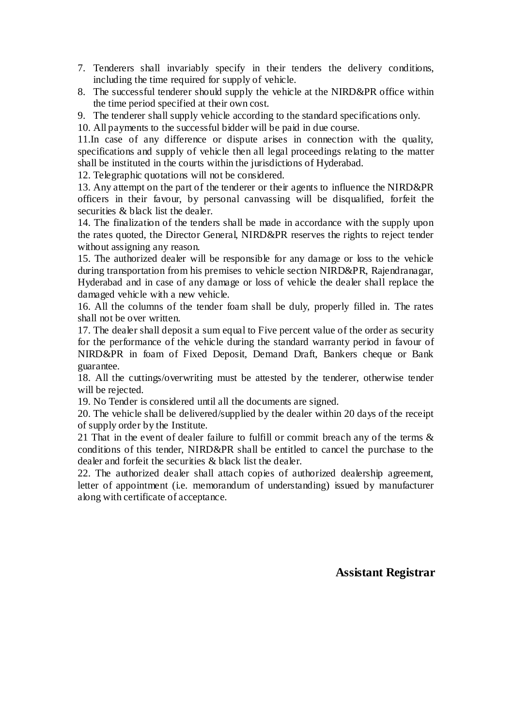7. Tenderers shall invariably specify in their tenders the delivery conditions, including the time required for supply of vehicle.
8. The successful tenderer should supply the vehicle at the NIRD&PR office within the time period specified at their own cost.
9. The tenderer shall supply vehicle according to the standard specifications only.

10. All payments to the successful bidder will be paid in due course.

11.In case of any difference or dispute arises in connection with the quality, specifications and supply of vehicle then all legal proceedings relating to the matter shall be instituted in the courts within the jurisdictions of Hyderabad.

12. Telegraphic quotations will not be considered.

13. Any attempt on the part of the tenderer or their agents to influence the NIRD&PR officers in their favour, by personal canvassing will be disqualified, forfeit the securities & black list the dealer.

14. The finalization of the tenders shall be made in accordance with the supply upon the rates quoted, the Director General, NIRD&PR reserves the rights to reject tender without assigning any reason.

15. The authorized dealer will be responsible for any damage or loss to the vehicle during transportation from his premises to vehicle section NIRD&PR, Rajendranagar, Hyderabad and in case of any damage or loss of vehicle the dealer shall replace the damaged vehicle with a new vehicle.

16. All the columns of the tender foam shall be duly, properly filled in. The rates shall not be over written.

17. The dealer shall deposit a sum equal to Five percent value of the order as security for the performance of the vehicle during the standard warranty period in favour of NIRD&PR in foam of Fixed Deposit, Demand Draft, Bankers cheque or Bank guarantee.

18. All the cuttings/overwriting must be attested by the tenderer, otherwise tender will be rejected.

19. No Tender is considered until all the documents are signed.

20. The vehicle shall be delivered/supplied by the dealer within 20 days of the receipt of supply order by the Institute.

21 That in the event of dealer failure to fulfill or commit breach any of the terms & conditions of this tender, NIRD&PR shall be entitled to cancel the purchase to the dealer and forfeit the securities & black list the dealer.

22. The authorized dealer shall attach copies of authorized dealership agreement, letter of appointment (i.e. memorandum of understanding) issued by manufacturer along with certificate of acceptance.

**Assistant Registrar**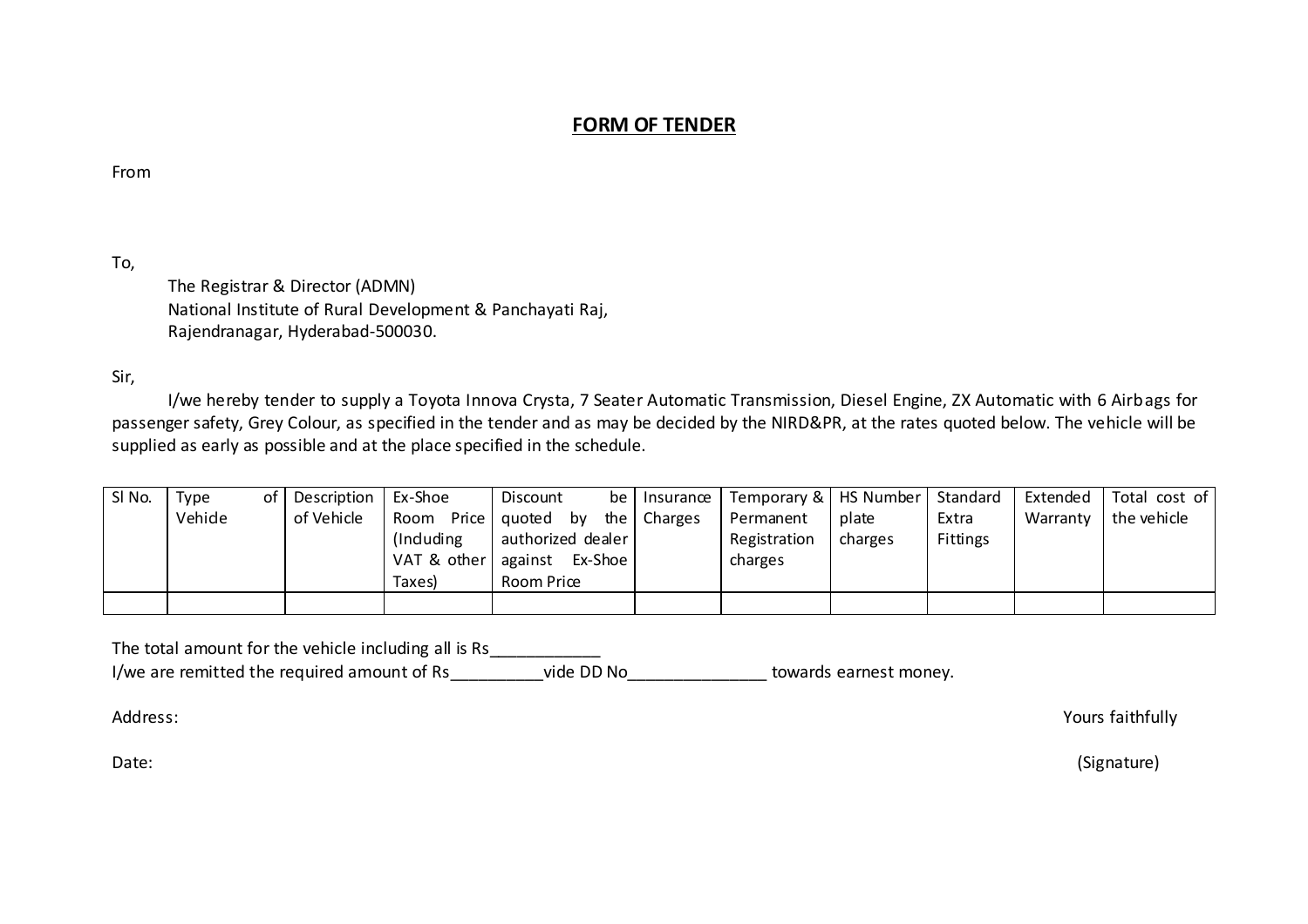# FORM OF TENDER

From

To,

The Registrar & Director (ADMN)
National Institute of Rural Development & Panchayati Raj,
Rajendranagar, Hyderabad-500030.

Sir,

I/we hereby tender to supply a Toyota Innova Crysta, 7 Seater Automatic Transmission, Diesel Engine, ZX Automatic with 6 Airbags for passenger safety, Grey Colour, as specified in the tender and as may be decided by the NIRD&PR, at the rates quoted below. The vehicle will be supplied as early as possible and at the place specified in the schedule.

| Sl No. | Type of Vehicle | Description of Vehicle | Ex-Shoe Room Price (Including VAT & other Taxes) | Discount be quoted by the authorized dealer against Ex-Shoe Room Price | Insurance Charges | Temporary & Permanent Registration charges | HS Number plate charges | Standard Extra Fittings | Extended Warranty | Total cost of the vehicle |
|---|---|---|---|---|---|---|---|---|---|---|
| | | | | | | | | | | |

The total amount for the vehicle including all is Rs____________
I/we are remitted the required amount of Rs__________vide DD No_______________ towards earnest money.

Address:

Yours faithfully

Date:

(Signature)